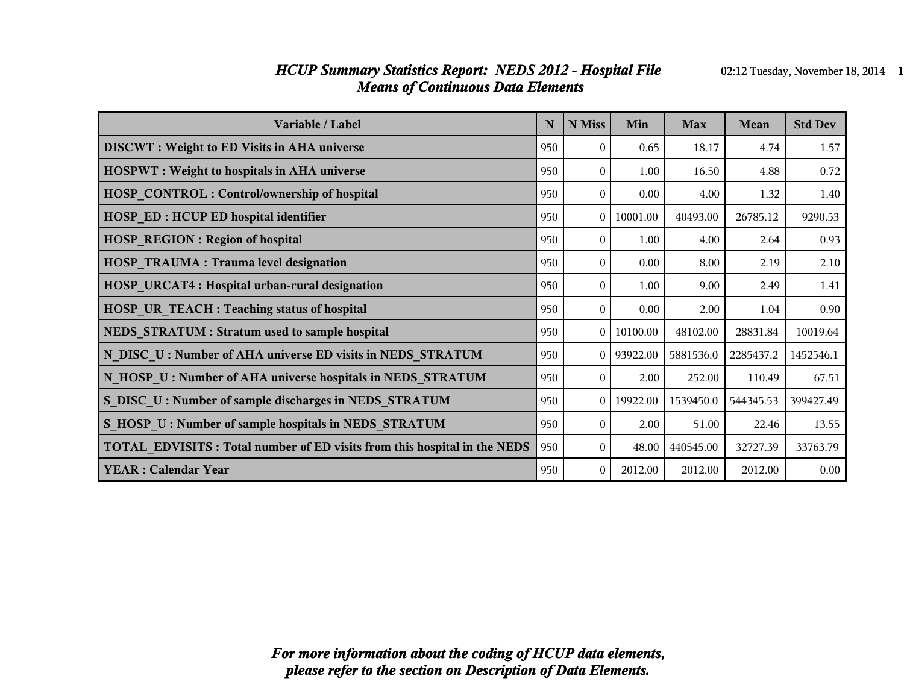# *HCUP Summary Statistics Report: NEDS 2012 - Hospital File*
## *Means of Continuous Data Elements*

| Variable / Label | N | N Miss | Min | Max | Mean | Std Dev |
|---|---|---|---|---|---|---|
| **DISCWT : Weight to ED Visits in AHA universe** | 950 | 0 | 0.65 | 18.17 | 4.74 | 1.57 |
| **HOSPWT : Weight to hospitals in AHA universe** | 950 | 0 | 1.00 | 16.50 | 4.88 | 0.72 |
| **HOSP_CONTROL : Control/ownership of hospital** | 950 | 0 | 0.00 | 4.00 | 1.32 | 1.40 |
| **HOSP_ED : HCUP ED hospital identifier** | 950 | 0 | 10001.00 | 40493.00 | 26785.12 | 9290.53 |
| **HOSP_REGION : Region of hospital** | 950 | 0 | 1.00 | 4.00 | 2.64 | 0.93 |
| **HOSP_TRAUMA : Trauma level designation** | 950 | 0 | 0.00 | 8.00 | 2.19 | 2.10 |
| **HOSP_URCAT4 : Hospital urban-rural designation** | 950 | 0 | 1.00 | 9.00 | 2.49 | 1.41 |
| **HOSP_UR_TEACH : Teaching status of hospital** | 950 | 0 | 0.00 | 2.00 | 1.04 | 0.90 |
| **NEDS_STRATUM : Stratum used to sample hospital** | 950 | 0 | 10100.00 | 48102.00 | 28831.84 | 10019.64 |
| **N_DISC_U : Number of AHA universe ED visits in NEDS_STRATUM** | 950 | 0 | 93922.00 | 5881536.0 | 2285437.2 | 1452546.1 |
| **N_HOSP_U : Number of AHA universe hospitals in NEDS_STRATUM** | 950 | 0 | 2.00 | 252.00 | 110.49 | 67.51 |
| **S_DISC_U : Number of sample discharges in NEDS_STRATUM** | 950 | 0 | 19922.00 | 1539450.0 | 544345.53 | 399427.49 |
| **S_HOSP_U : Number of sample hospitals in NEDS_STRATUM** | 950 | 0 | 2.00 | 51.00 | 22.46 | 13.55 |
| **TOTAL_EDVISITS : Total number of ED visits from this hospital in the NEDS** | 950 | 0 | 48.00 | 440545.00 | 32727.39 | 33763.79 |
| **YEAR : Calendar Year** | 950 | 0 | 2012.00 | 2012.00 | 2012.00 | 0.00 |

***For more information about the coding of HCUP data elements, please refer to the section on Description of Data Elements.***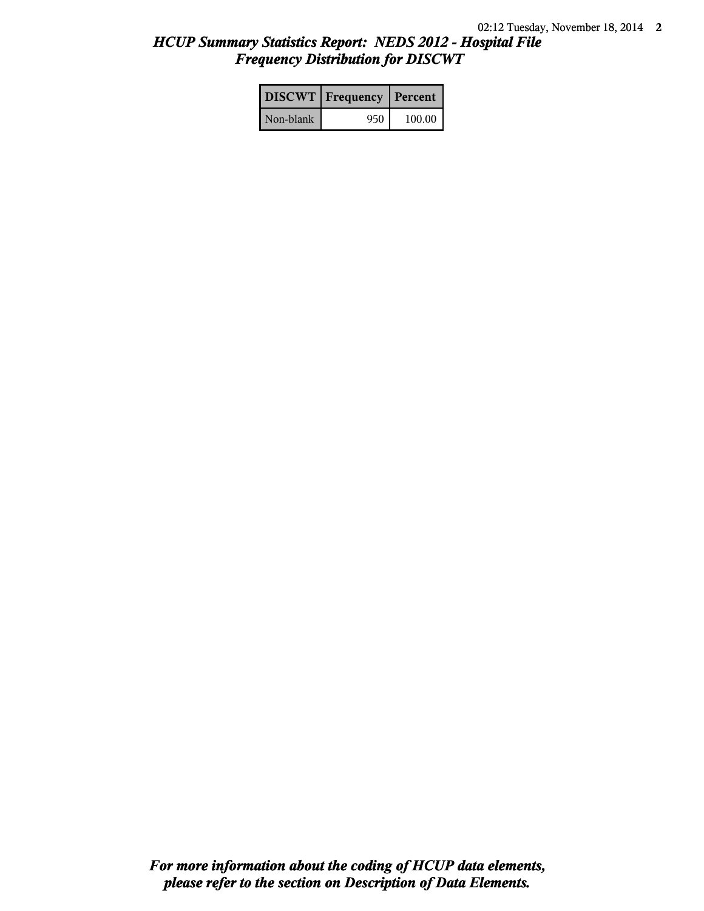# *HCUP Summary Statistics Report: NEDS 2012 - Hospital File*
## *Frequency Distribution for DISCWT*

| DISCWT | Frequency | Percent |
|---|---|---|
| Non-blank | 950 | 100.00 |

***For more information about the coding of HCUP data elements, please refer to the section on Description of Data Elements.***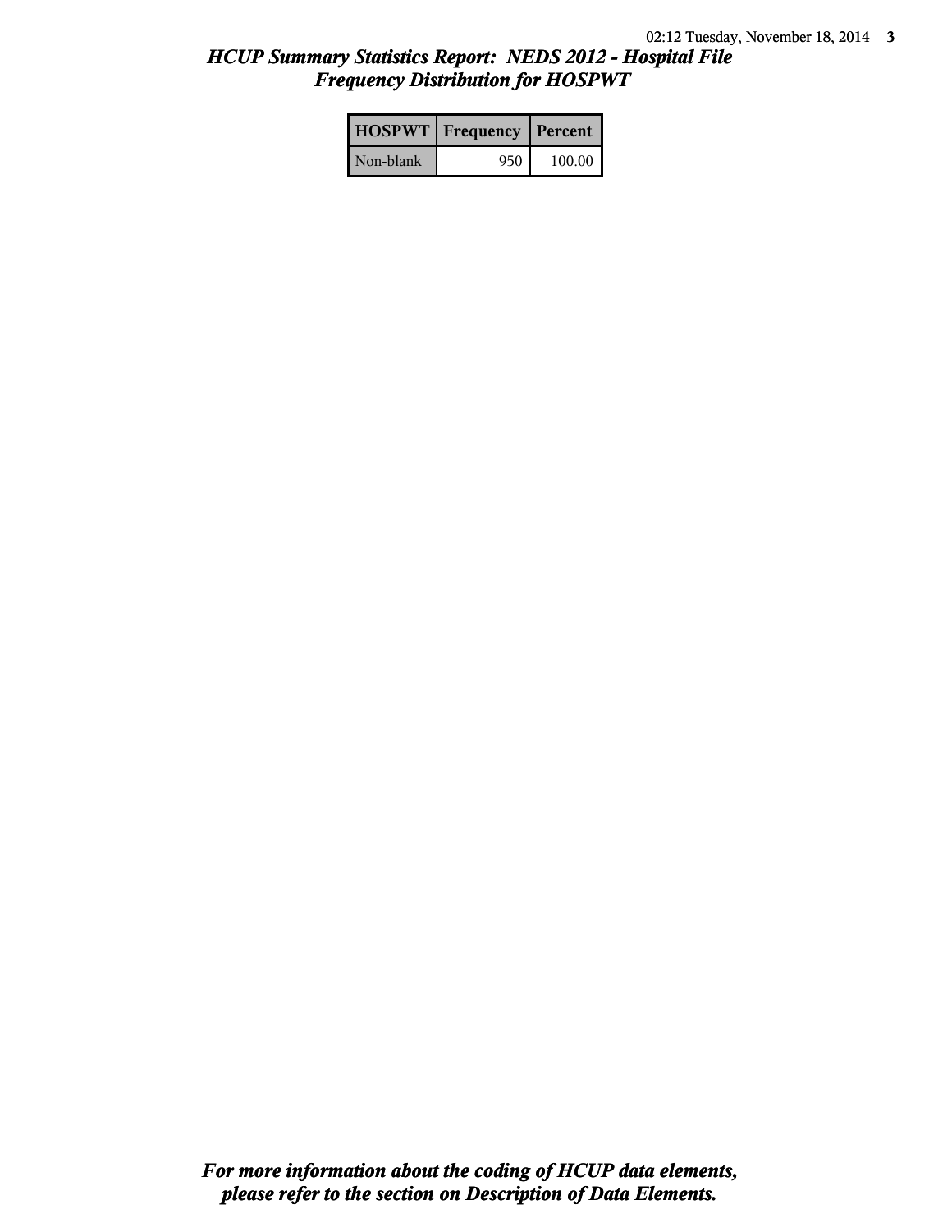## *HCUP Summary Statistics Report: NEDS 2012 - Hospital File*
## *Frequency Distribution for HOSPWT*

| HOSPWT | Frequency | Percent |
|---|---|---|
| Non-blank | 950 | 100.00 |

***For more information about the coding of HCUP data elements, please refer to the section on Description of Data Elements.***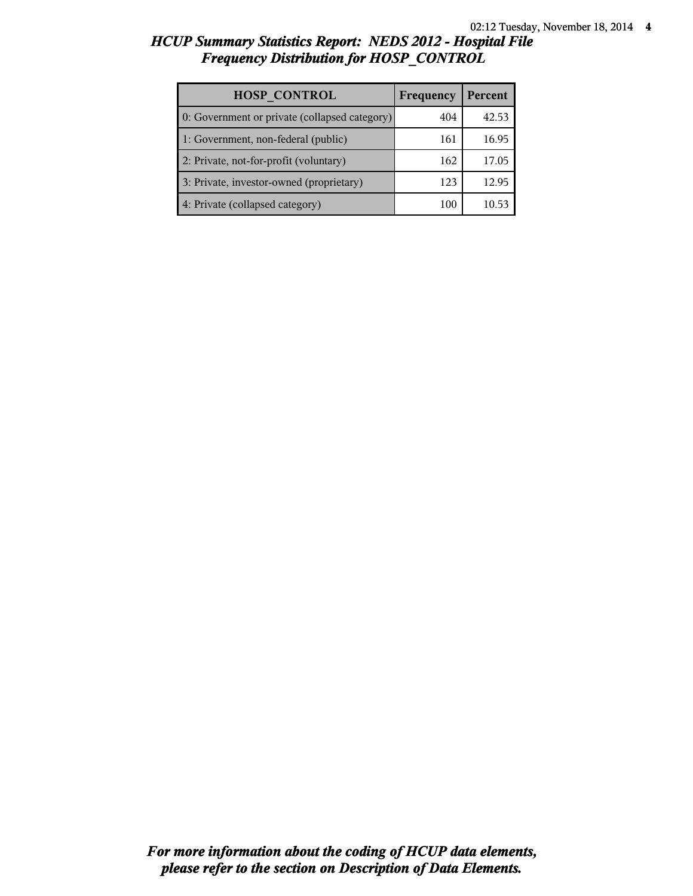# HCUP Summary Statistics Report: NEDS 2012 - Hospital File

## Frequency Distribution for HOSP_CONTROL

| HOSP_CONTROL | Frequency | Percent |
|---|---|---|
| 0: Government or private (collapsed category) | 404 | 42.53 |
| 1: Government, non-federal (public) | 161 | 16.95 |
| 2: Private, not-for-profit (voluntary) | 162 | 17.05 |
| 3: Private, investor-owned (proprietary) | 123 | 12.95 |
| 4: Private (collapsed category) | 100 | 10.53 |

*For more information about the coding of HCUP data elements, please refer to the section on Description of Data Elements.*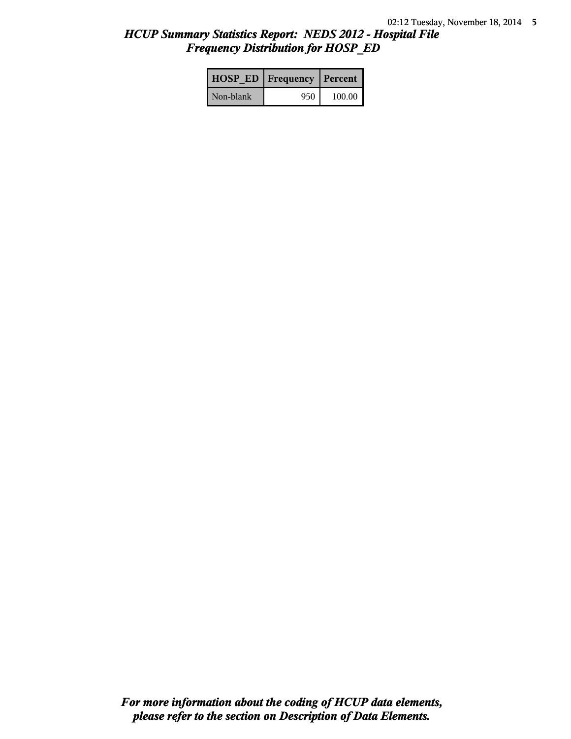# HCUP Summary Statistics Report: NEDS 2012 - Hospital File
## Frequency Distribution for HOSP_ED

| HOSP_ED | Frequency | Percent |
|---|---|---|
| Non-blank | 950 | 100.00 |

***For more information about the coding of HCUP data elements, please refer to the section on Description of Data Elements.***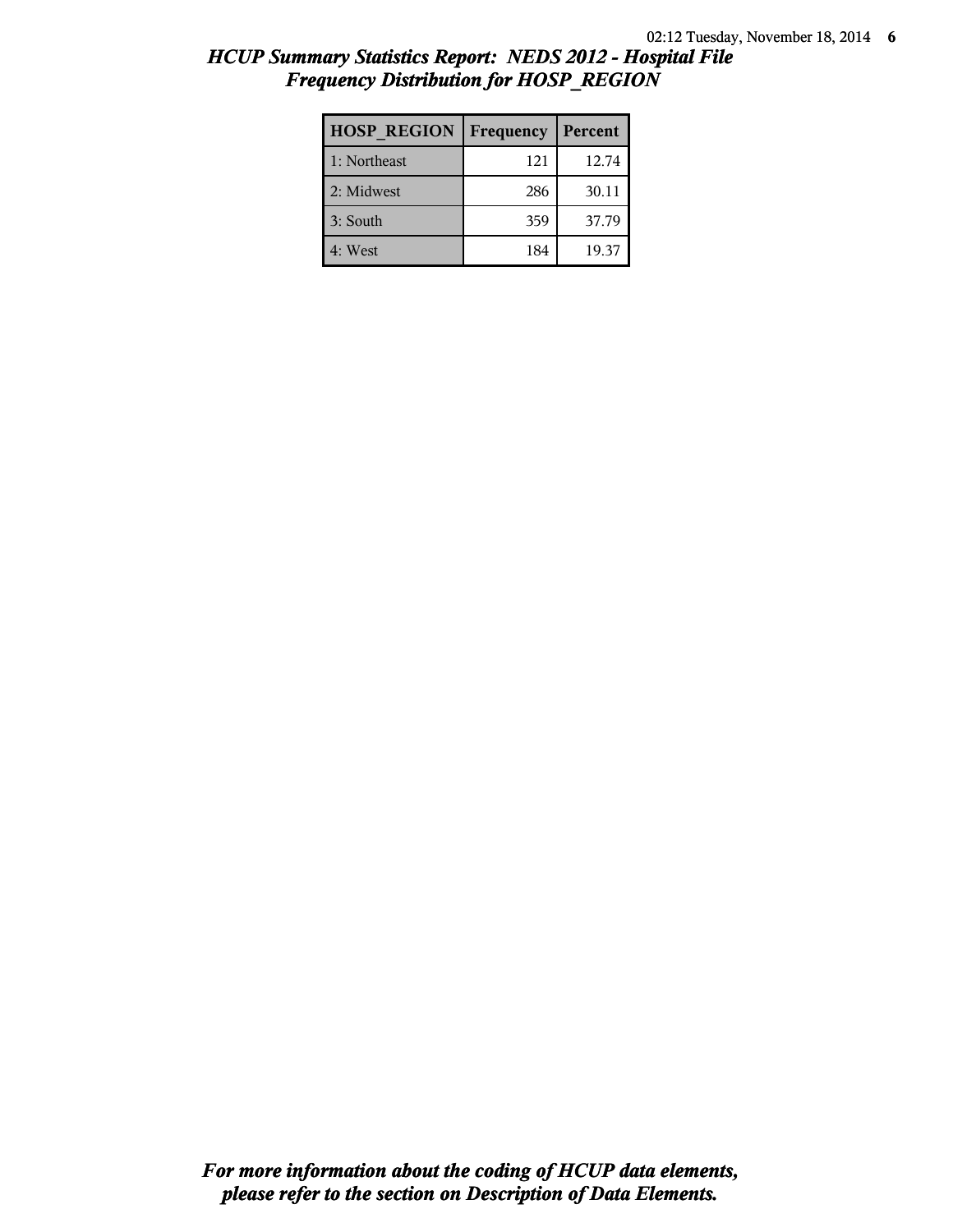## *HCUP Summary Statistics Report: NEDS 2012 - Hospital File*
## *Frequency Distribution for HOSP_REGION*

| HOSP_REGION | Frequency | Percent |
|---|---|---|
| 1: Northeast | 121 | 12.74 |
| 2: Midwest | 286 | 30.11 |
| 3: South | 359 | 37.79 |
| 4: West | 184 | 19.37 |

***For more information about the coding of HCUP data elements, please refer to the section on Description of Data Elements.***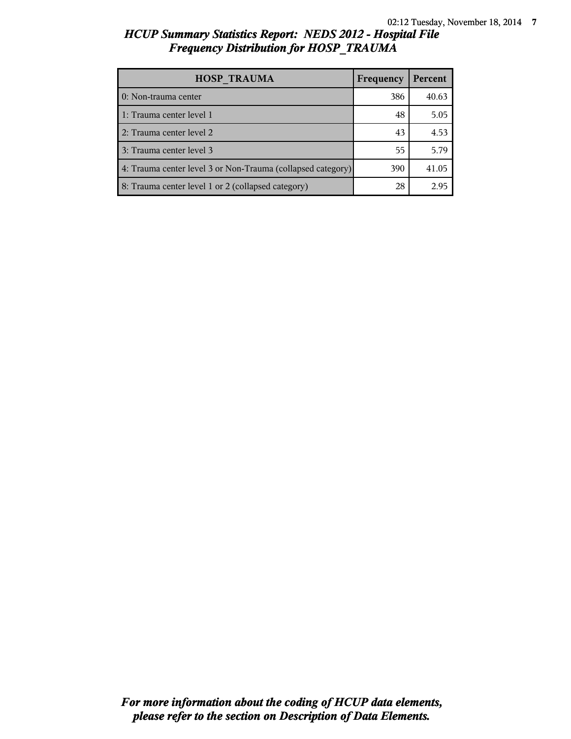## *HCUP Summary Statistics Report: NEDS 2012 - Hospital File*
## *Frequency Distribution for HOSP_TRAUMA*

| HOSP_TRAUMA | Frequency | Percent |
|---|---|---|
| 0: Non-trauma center | 386 | 40.63 |
| 1: Trauma center level 1 | 48 | 5.05 |
| 2: Trauma center level 2 | 43 | 4.53 |
| 3: Trauma center level 3 | 55 | 5.79 |
| 4: Trauma center level 3 or Non-Trauma (collapsed category) | 390 | 41.05 |
| 8: Trauma center level 1 or 2 (collapsed category) | 28 | 2.95 |

***For more information about the coding of HCUP data elements, please refer to the section on Description of Data Elements.***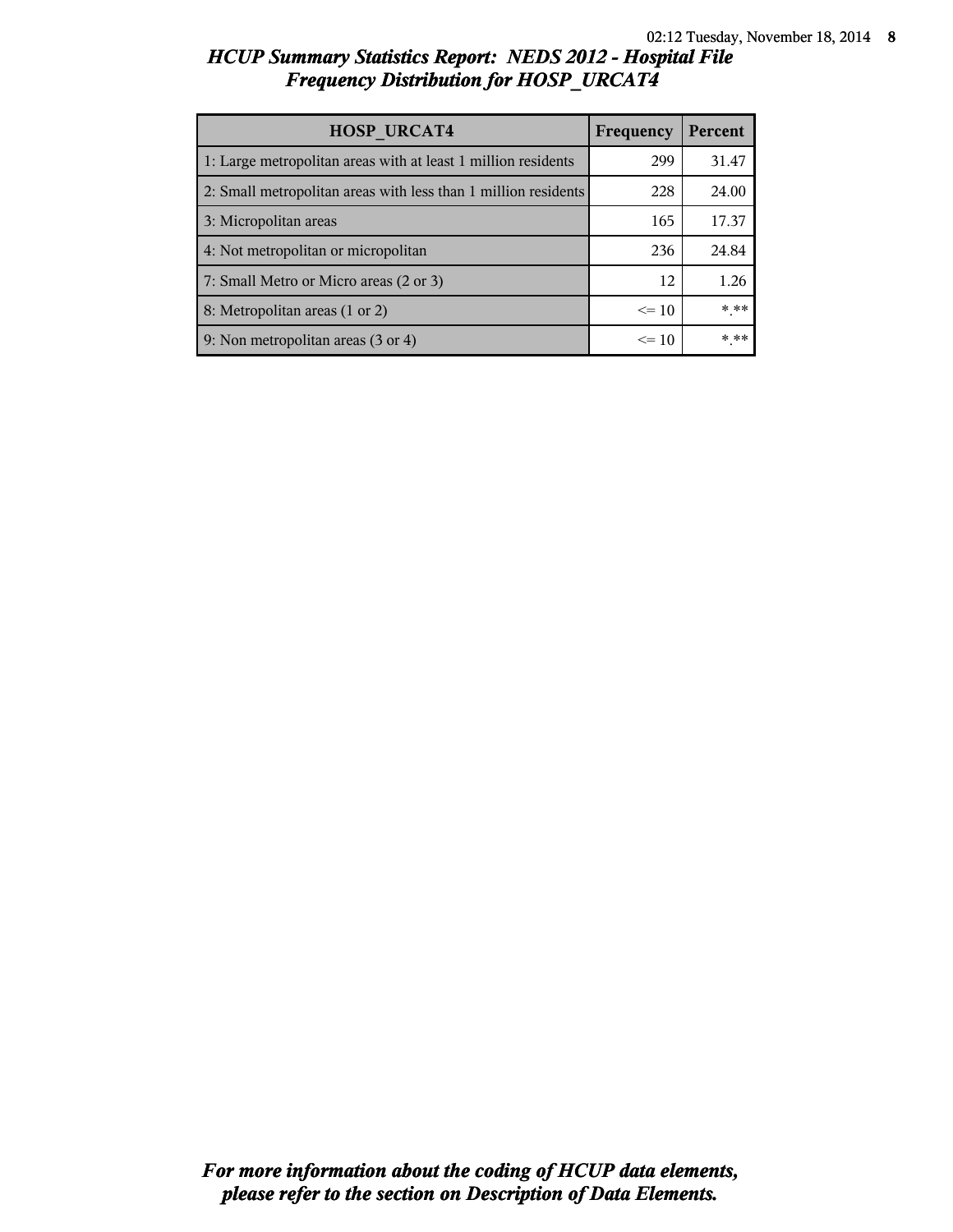*HCUP Summary Statistics Report: NEDS 2012 - Hospital File*
*Frequency Distribution for HOSP_URCAT4*

| HOSP_URCAT4 | Frequency | Percent |
|---|---|---|
| 1: Large metropolitan areas with at least 1 million residents | 299 | 31.47 |
| 2: Small metropolitan areas with less than 1 million residents | 228 | 24.00 |
| 3: Micropolitan areas | 165 | 17.37 |
| 4: Not metropolitan or micropolitan | 236 | 24.84 |
| 7: Small Metro or Micro areas (2 or 3) | 12 | 1.26 |
| 8: Metropolitan areas (1 or 2) | <= 10 | *.** |
| 9: Non metropolitan areas (3 or 4) | <= 10 | *.** |

***For more information about the coding of HCUP data elements, please refer to the section on Description of Data Elements.***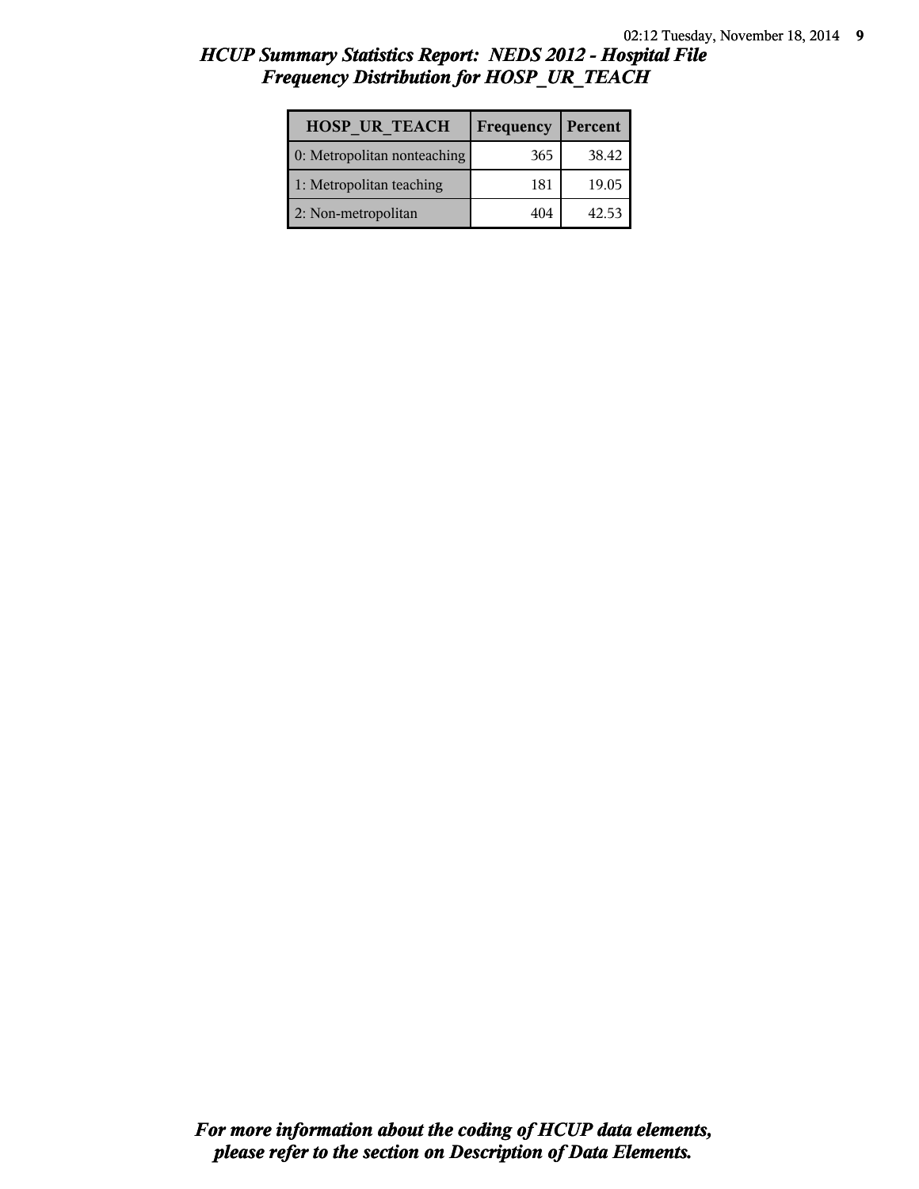## *HCUP Summary Statistics Report: NEDS 2012 - Hospital File*
## *Frequency Distribution for HOSP_UR_TEACH*

| HOSP_UR_TEACH | Frequency | Percent |
|---|---|---|
| 0: Metropolitan nonteaching | 365 | 38.42 |
| 1: Metropolitan teaching | 181 | 19.05 |
| 2: Non-metropolitan | 404 | 42.53 |

***For more information about the coding of HCUP data elements, please refer to the section on Description of Data Elements.***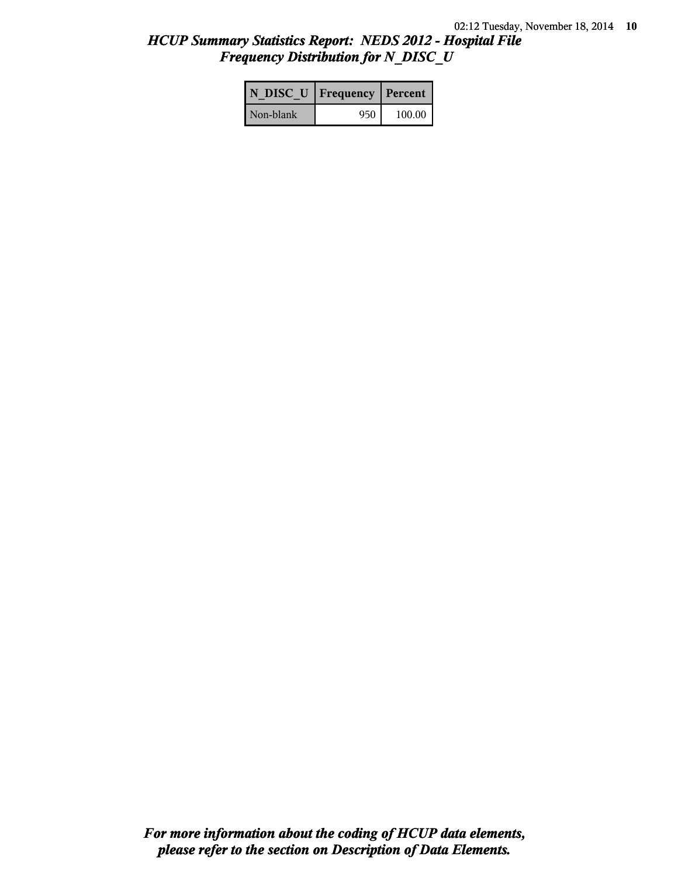# HCUP Summary Statistics Report: NEDS 2012 - Hospital File
## Frequency Distribution for N_DISC_U

| N_DISC_U | Frequency | Percent |
|---|---|---|
| Non-blank | 950 | 100.00 |

***For more information about the coding of HCUP data elements, please refer to the section on Description of Data Elements.***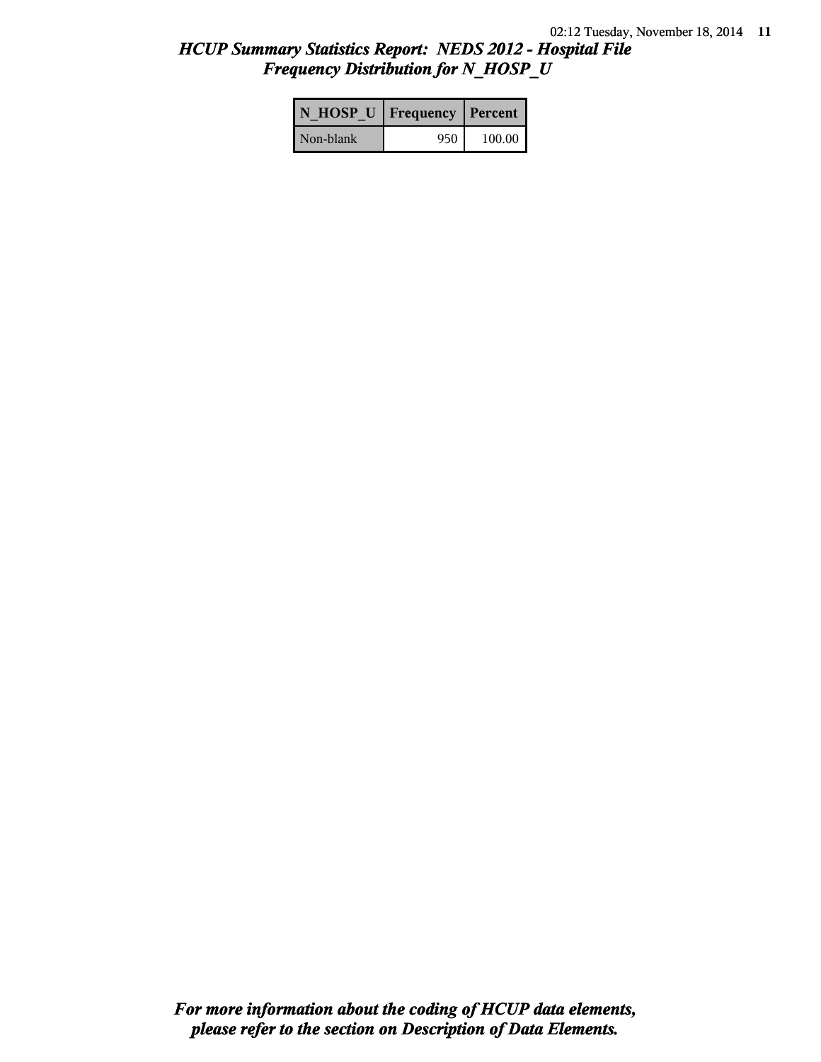## *HCUP Summary Statistics Report: NEDS 2012 - Hospital File*
## *Frequency Distribution for N_HOSP_U*

| N_HOSP_U | Frequency | Percent |
|---|---|---|
| Non-blank | 950 | 100.00 |

***For more information about the coding of HCUP data elements, please refer to the section on Description of Data Elements.***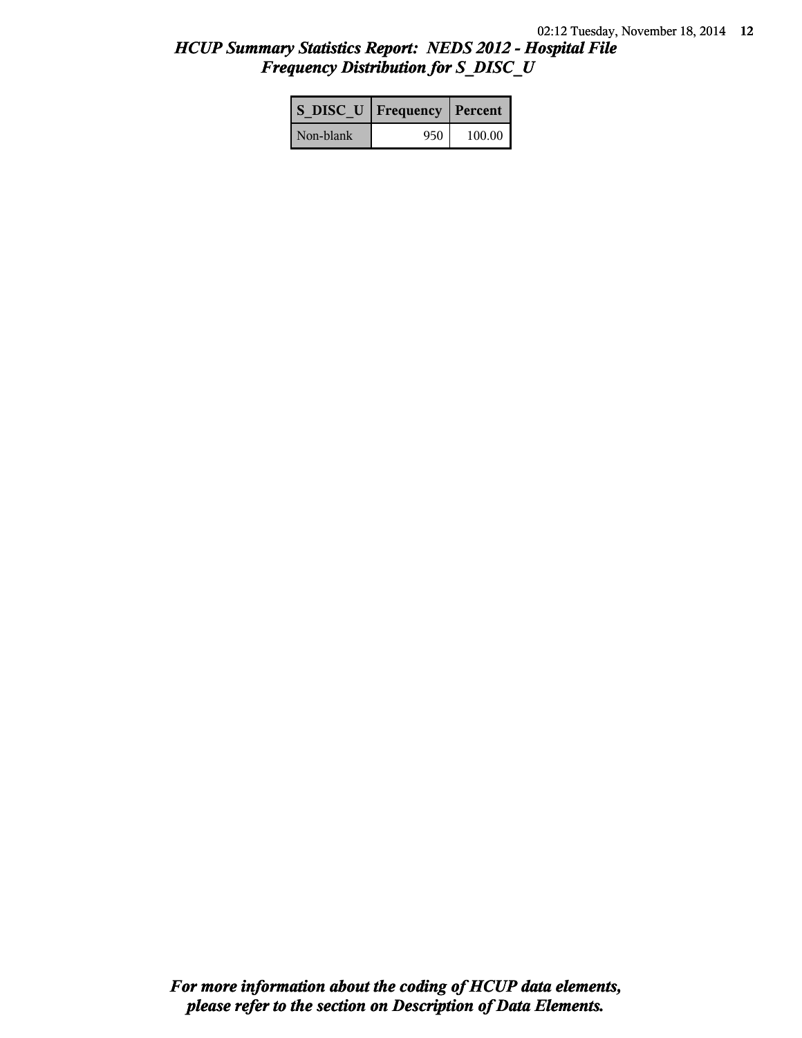# HCUP Summary Statistics Report: NEDS 2012 - Hospital File

## Frequency Distribution for S_DISC_U

| S_DISC_U | Frequency | Percent |
|---|---|---|
| Non-blank | 950 | 100.00 |

***For more information about the coding of HCUP data elements, please refer to the section on Description of Data Elements.***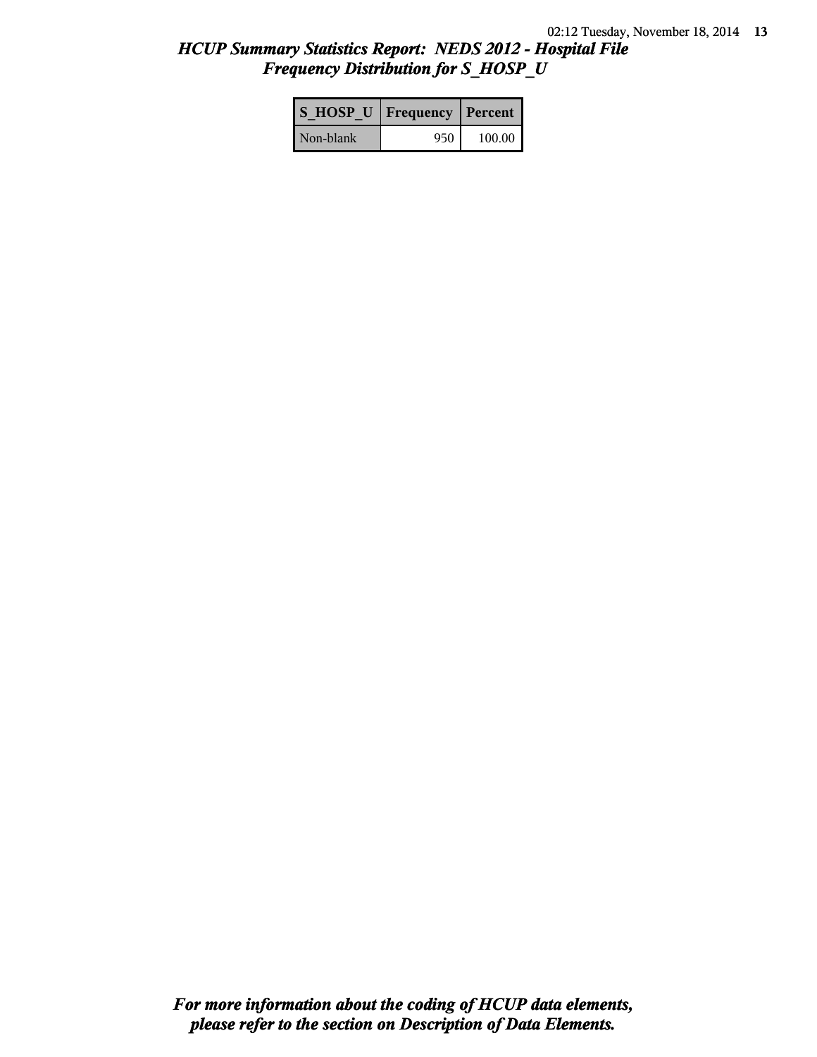# *HCUP Summary Statistics Report: NEDS 2012 - Hospital File*
## *Frequency Distribution for S_HOSP_U*

| S_HOSP_U | Frequency | Percent |
|---|---|---|
| Non-blank | 950 | 100.00 |

***For more information about the coding of HCUP data elements, please refer to the section on Description of Data Elements.***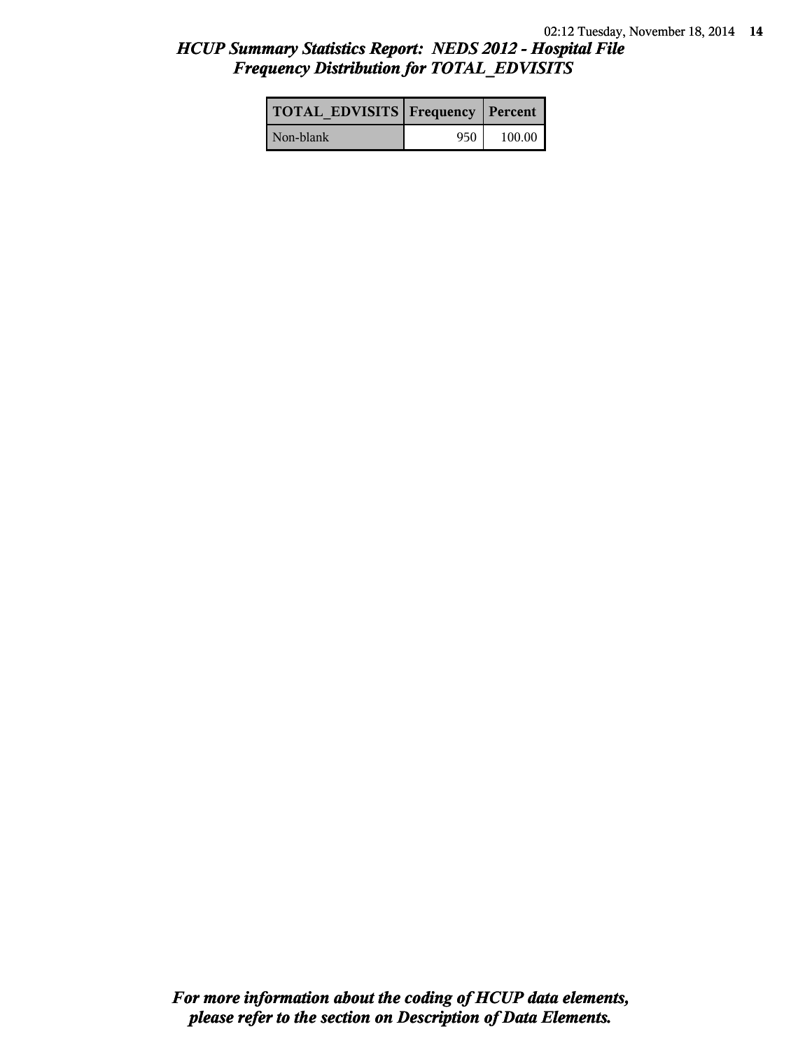## *HCUP Summary Statistics Report: NEDS 2012 - Hospital File*
## *Frequency Distribution for TOTAL_EDVISITS*

| TOTAL_EDVISITS | Frequency | Percent |
|---|---|---|
| Non-blank | 950 | 100.00 |

***For more information about the coding of HCUP data elements, please refer to the section on Description of Data Elements.***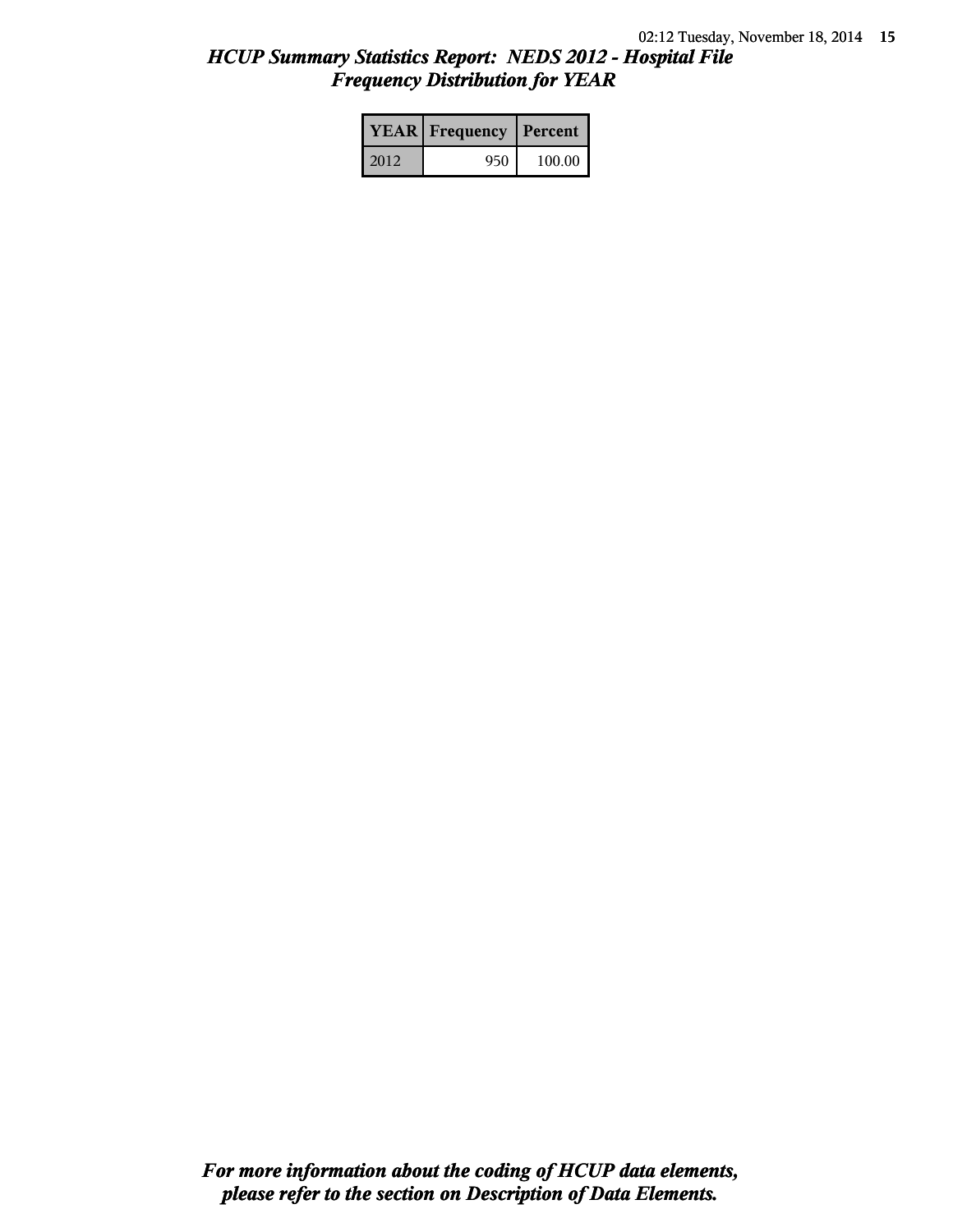# *HCUP Summary Statistics Report: NEDS 2012 - Hospital File*
## *Frequency Distribution for YEAR*

| YEAR | Frequency | Percent |
|---|---|---|
| 2012 | 950 | 100.00 |

***For more information about the coding of HCUP data elements, please refer to the section on Description of Data Elements.***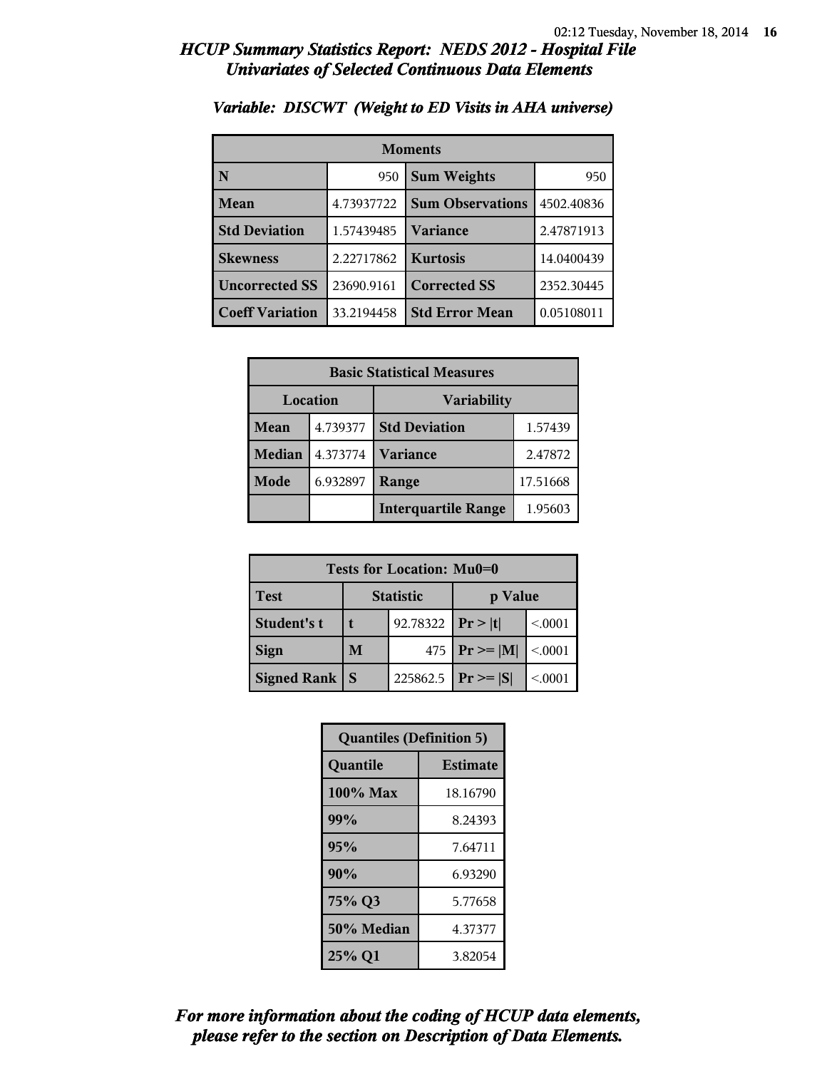# HCUP Summary Statistics Report: NEDS 2012 - Hospital File
## Univariates of Selected Continuous Data Elements

### Variable: DISCWT (Weight to ED Visits in AHA universe)

| Moments | | | |
|---|---|---|---|
| N | 950 | Sum Weights | 950 |
| Mean | 4.73937722 | Sum Observations | 4502.40836 |
| Std Deviation | 1.57439485 | Variance | 2.47871913 |
| Skewness | 2.22717862 | Kurtosis | 14.0400439 |
| Uncorrected SS | 23690.9161 | Corrected SS | 2352.30445 |
| Coeff Variation | 33.2194458 | Std Error Mean | 0.05108011 |

| Basic Statistical Measures | | | |
|---|---|---|---|
| Location | | Variability | |
| Mean | 4.739377 | Std Deviation | 1.57439 |
| Median | 4.373774 | Variance | 2.47872 |
| Mode | 6.932897 | Range | 17.51668 |
| | | Interquartile Range | 1.95603 |

| Tests for Location: Mu0=0 | | | | |
|---|---|---|---|---|
| Test | Statistic | | p Value | |
| Student's t | t | 92.78322 | Pr > \|t\| | <.0001 |
| Sign | M | 475 | Pr >= \|M\| | <.0001 |
| Signed Rank | S | 225862.5 | Pr >= \|S\| | <.0001 |

| Quantiles (Definition 5) | |
|---|---|
| Quantile | Estimate |
| 100% Max | 18.16790 |
| 99% | 8.24393 |
| 95% | 7.64711 |
| 90% | 6.93290 |
| 75% Q3 | 5.77658 |
| 50% Median | 4.37377 |
| 25% Q1 | 3.82054 |

*For more information about the coding of HCUP data elements, please refer to the section on Description of Data Elements.*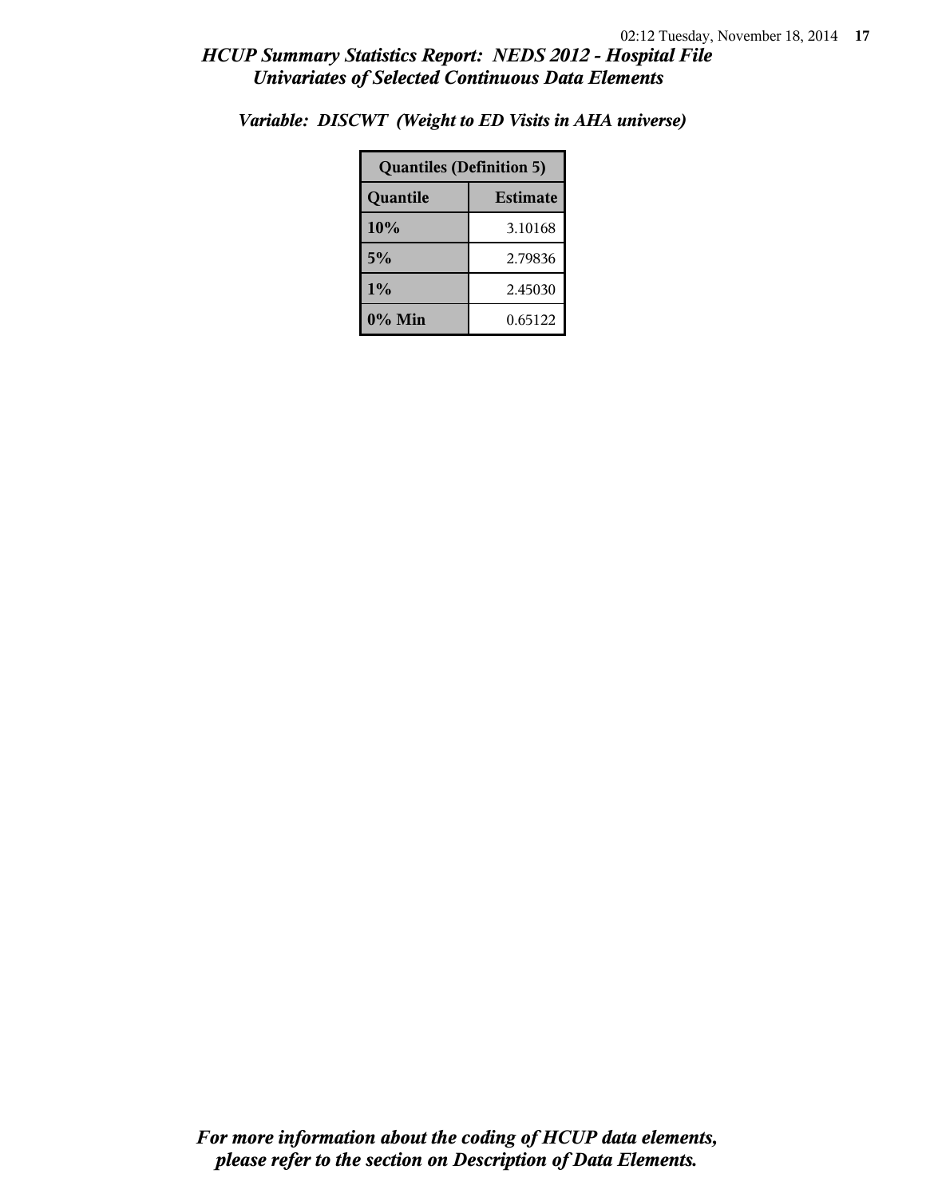*Variable: DISCWT (Weight to ED Visits in AHA universe)*

| Quantiles (Definition 5) | |
|---|---|
| **Quantile** | **Estimate** |
| **10%** | 3.10168 |
| **5%** | 2.79836 |
| **1%** | 2.45030 |
| **0% Min** | 0.65122 |

***For more information about the coding of HCUP data elements, please refer to the section on Description of Data Elements.***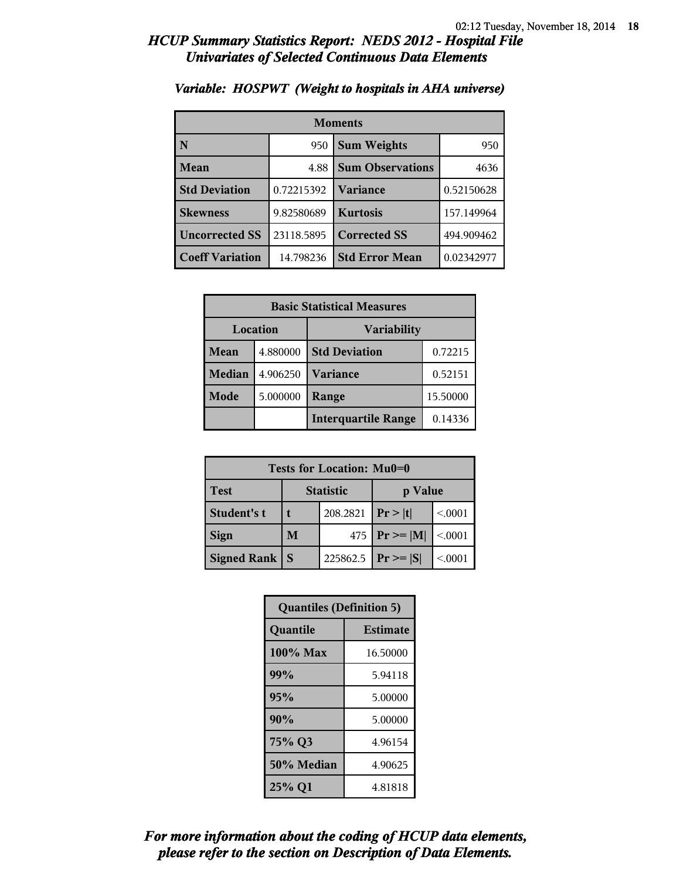# HCUP Summary Statistics Report: NEDS 2012 - Hospital File
## Univariates of Selected Continuous Data Elements

### Variable: HOSPWT (Weight to hospitals in AHA universe)

| Moments | | | |
|---|---|---|---|
| N | 950 | Sum Weights | 950 |
| Mean | 4.88 | Sum Observations | 4636 |
| Std Deviation | 0.72215392 | Variance | 0.52150628 |
| Skewness | 9.82580689 | Kurtosis | 157.149964 |
| Uncorrected SS | 23118.5895 | Corrected SS | 494.909462 |
| Coeff Variation | 14.798236 | Std Error Mean | 0.02342977 |

| Basic Statistical Measures | | | |
|---|---|---|---|
| Location | | Variability | |
| Mean | 4.880000 | Std Deviation | 0.72215 |
| Median | 4.906250 | Variance | 0.52151 |
| Mode | 5.000000 | Range | 15.50000 |
| | | Interquartile Range | 0.14336 |

| Tests for Location: Mu0=0 | | | | |
|---|---|---|---|---|
| Test | Statistic | | p Value | |
| Student's t | t | 208.2821 | Pr > \|t\| | <.0001 |
| Sign | M | 475 | Pr >= \|M\| | <.0001 |
| Signed Rank | S | 225862.5 | Pr >= \|S\| | <.0001 |

| Quantiles (Definition 5) | |
|---|---|
| Quantile | Estimate |
| 100% Max | 16.50000 |
| 99% | 5.94118 |
| 95% | 5.00000 |
| 90% | 5.00000 |
| 75% Q3 | 4.96154 |
| 50% Median | 4.90625 |
| 25% Q1 | 4.81818 |

*For more information about the coding of HCUP data elements, please refer to the section on Description of Data Elements.*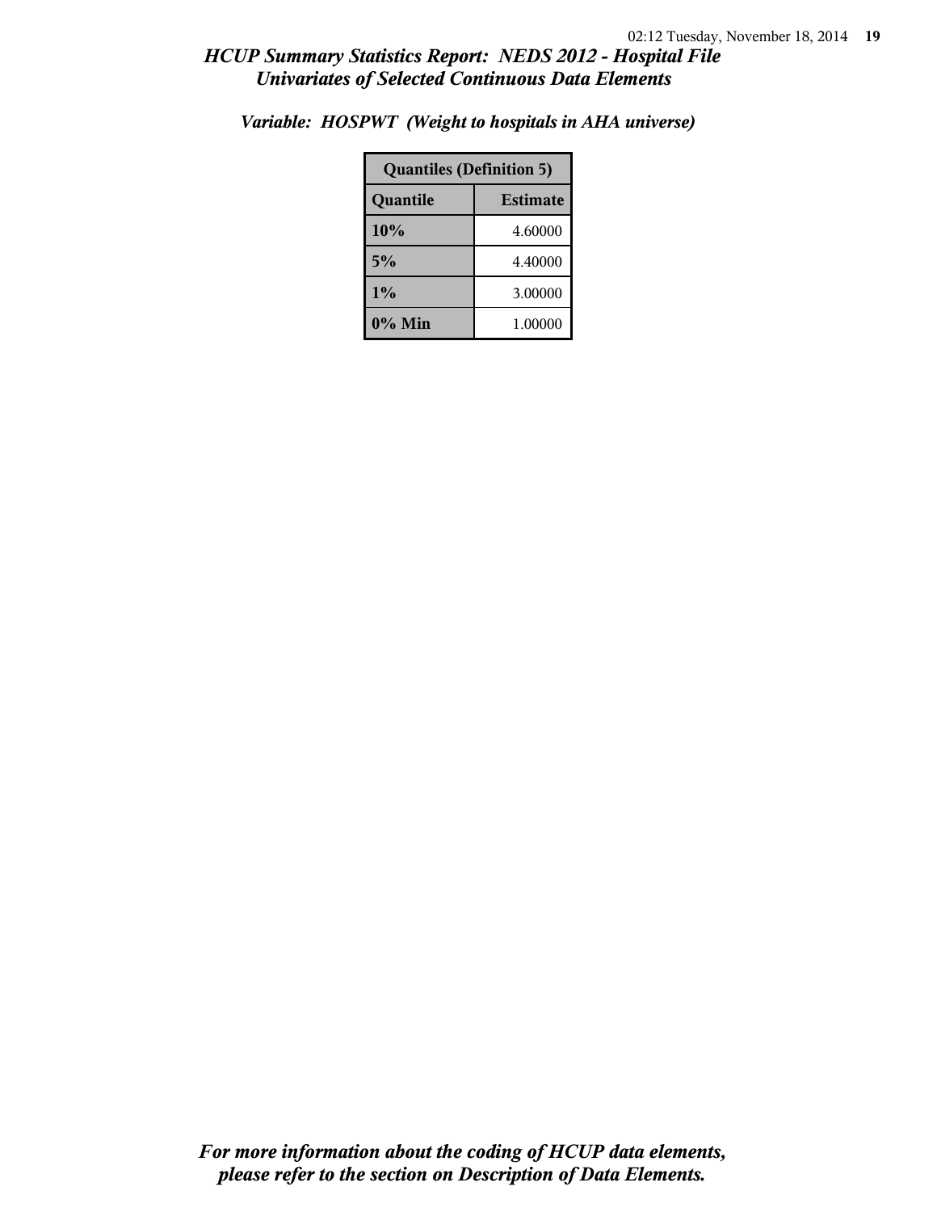*Variable: HOSPWT (Weight to hospitals in AHA universe)*

| Quantiles (Definition 5) | |
|---|---|
| **Quantile** | **Estimate** |
| **10%** | 4.60000 |
| **5%** | 4.40000 |
| **1%** | 3.00000 |
| **0% Min** | 1.00000 |

***For more information about the coding of HCUP data elements, please refer to the section on Description of Data Elements.***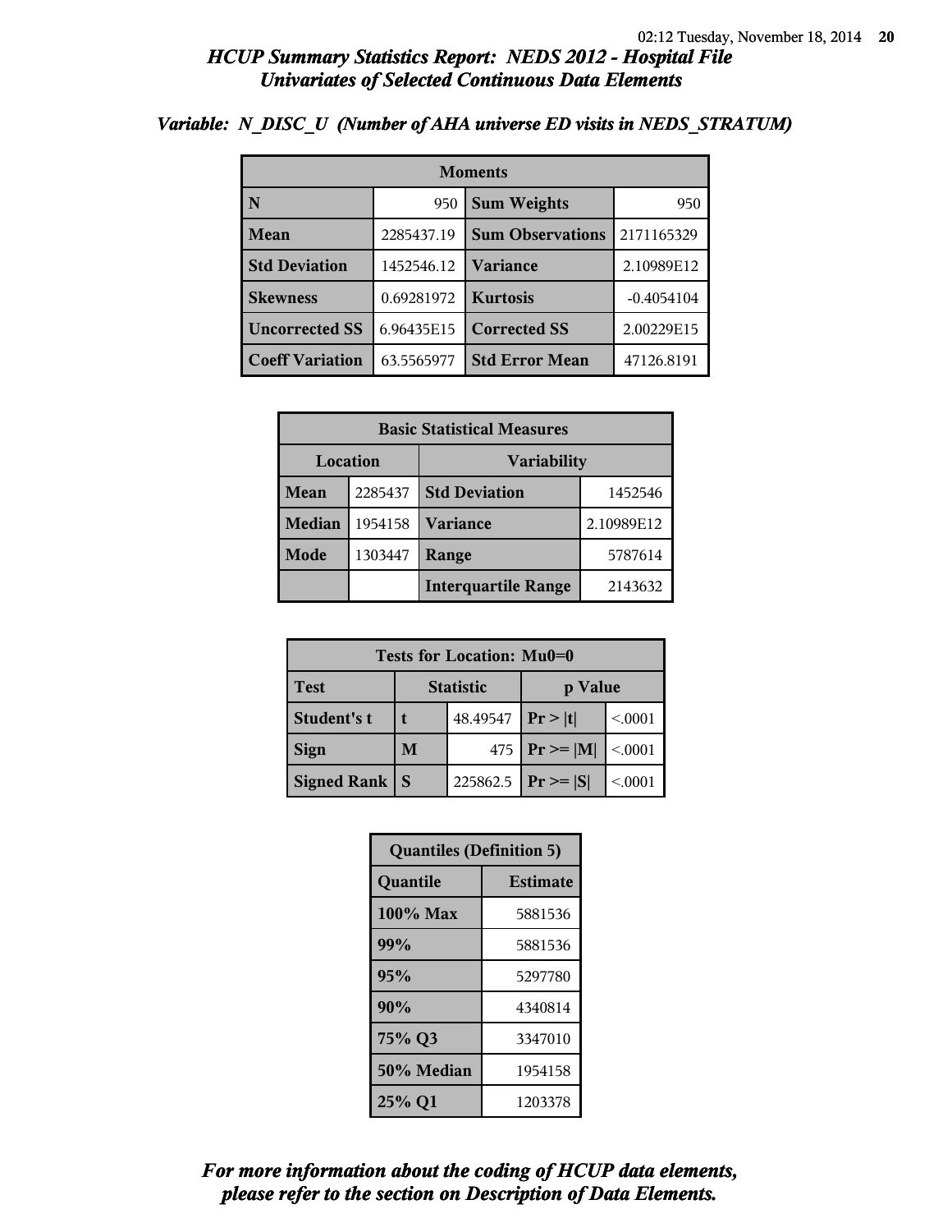# HCUP Summary Statistics Report: NEDS 2012 - Hospital File
## Univariates of Selected Continuous Data Elements

### Variable: N_DISC_U (Number of AHA universe ED visits in NEDS_STRATUM)

| Moments | | | |
|---|---|---|---|
| **N** | 950 | **Sum Weights** | 950 |
| **Mean** | 2285437.19 | **Sum Observations** | 2171165329 |
| **Std Deviation** | 1452546.12 | **Variance** | 2.10989E12 |
| **Skewness** | 0.69281972 | **Kurtosis** | -0.4054104 |
| **Uncorrected SS** | 6.96435E15 | **Corrected SS** | 2.00229E15 |
| **Coeff Variation** | 63.5565977 | **Std Error Mean** | 47126.8191 |

| Basic Statistical Measures | | | |
|---|---|---|---|
| **Location** | | **Variability** | |
| **Mean** | 2285437 | **Std Deviation** | 1452546 |
| **Median** | 1954158 | **Variance** | 2.10989E12 |
| **Mode** | 1303447 | **Range** | 5787614 |
| | | **Interquartile Range** | 2143632 |

| Tests for Location: Mu0=0 | | | | |
|---|---|---|---|---|
| **Test** | **Statistic** | | **p Value** | |
| **Student's t** | **t** | 48.49547 | **Pr > \|t\|** | <.0001 |
| **Sign** | **M** | 475 | **Pr >= \|M\|** | <.0001 |
| **Signed Rank** | **S** | 225862.5 | **Pr >= \|S\|** | <.0001 |

| Quantiles (Definition 5) | |
|---|---|
| **Quantile** | **Estimate** |
| **100% Max** | 5881536 |
| **99%** | 5881536 |
| **95%** | 5297780 |
| **90%** | 4340814 |
| **75% Q3** | 3347010 |
| **50% Median** | 1954158 |
| **25% Q1** | 1203378 |

*For more information about the coding of HCUP data elements, please refer to the section on Description of Data Elements.*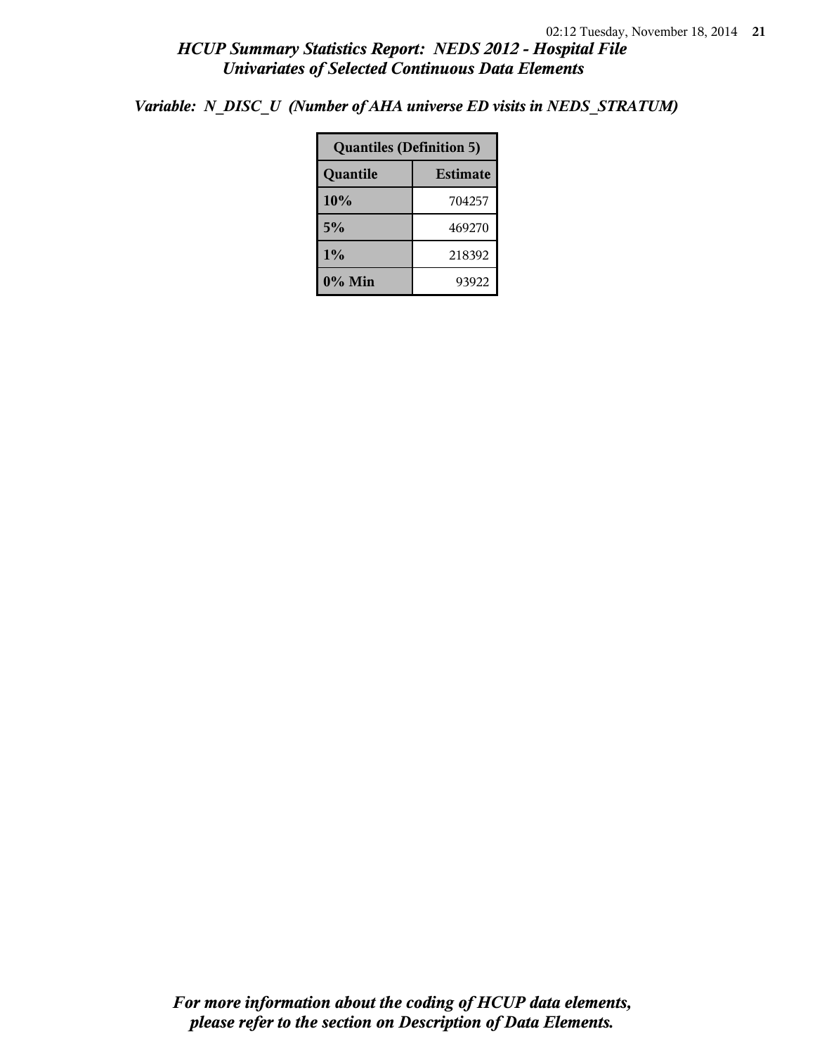*Variable: N_DISC_U (Number of AHA universe ED visits in NEDS_STRATUM)*

| Quantiles (Definition 5) | |
|---|---|
| **Quantile** | **Estimate** |
| **10%** | 704257 |
| **5%** | 469270 |
| **1%** | 218392 |
| **0% Min** | 93922 |

***For more information about the coding of HCUP data elements, please refer to the section on Description of Data Elements.***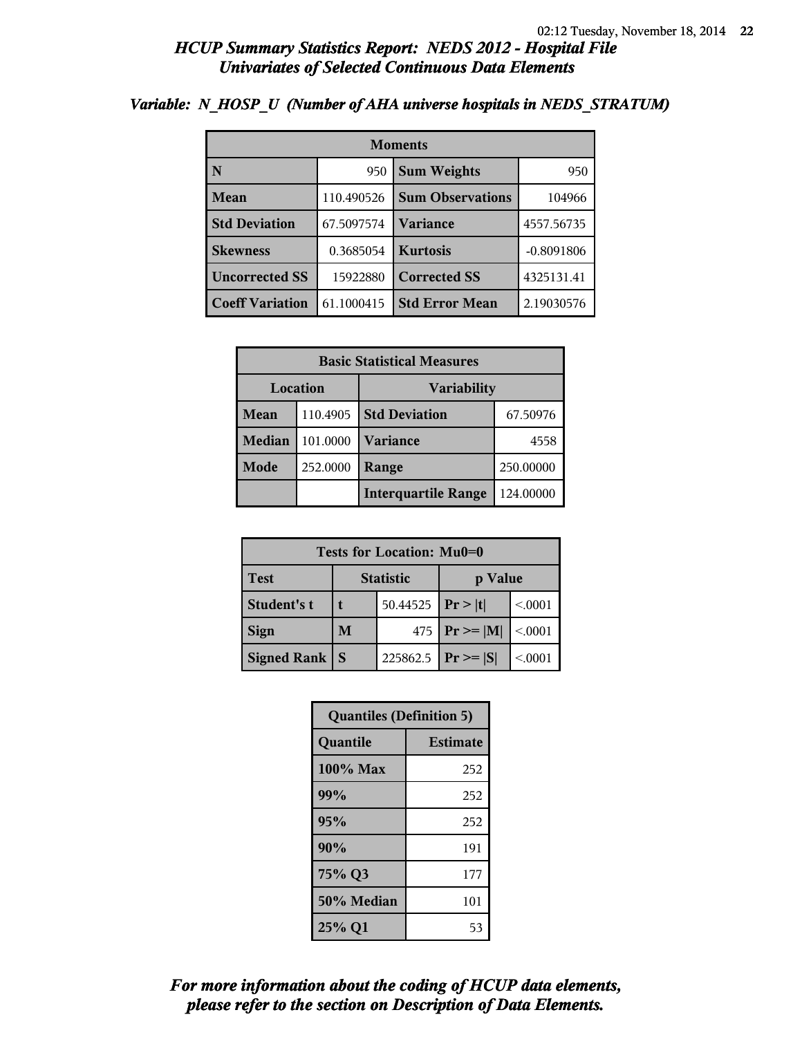# HCUP Summary Statistics Report: NEDS 2012 - Hospital File
## Univariates of Selected Continuous Data Elements

### Variable: N_HOSP_U (Number of AHA universe hospitals in NEDS_STRATUM)

| Moments | | | |
|---|---|---|---|
| **N** | 950 | **Sum Weights** | 950 |
| **Mean** | 110.490526 | **Sum Observations** | 104966 |
| **Std Deviation** | 67.5097574 | **Variance** | 4557.56735 |
| **Skewness** | 0.3685054 | **Kurtosis** | -0.8091806 |
| **Uncorrected SS** | 15922880 | **Corrected SS** | 4325131.41 |
| **Coeff Variation** | 61.1000415 | **Std Error Mean** | 2.19030576 |

| Basic Statistical Measures | | | |
|---|---|---|---|
| **Location** | | **Variability** | |
| **Mean** | 110.4905 | **Std Deviation** | 67.50976 |
| **Median** | 101.0000 | **Variance** | 4558 |
| **Mode** | 252.0000 | **Range** | 250.00000 |
| | | **Interquartile Range** | 124.00000 |

| Tests for Location: Mu0=0 | | | | |
|---|---|---|---|---|
| **Test** | **Statistic** | | **p Value** | |
| **Student's t** | **t** | 50.44525 | **Pr > \|t\|** | <.0001 |
| **Sign** | **M** | 475 | **Pr >= \|M\|** | <.0001 |
| **Signed Rank** | **S** | 225862.5 | **Pr >= \|S\|** | <.0001 |

| Quantiles (Definition 5) | |
|---|---|
| **Quantile** | **Estimate** |
| **100% Max** | 252 |
| **99%** | 252 |
| **95%** | 252 |
| **90%** | 191 |
| **75% Q3** | 177 |
| **50% Median** | 101 |
| **25% Q1** | 53 |

*For more information about the coding of HCUP data elements, please refer to the section on Description of Data Elements.*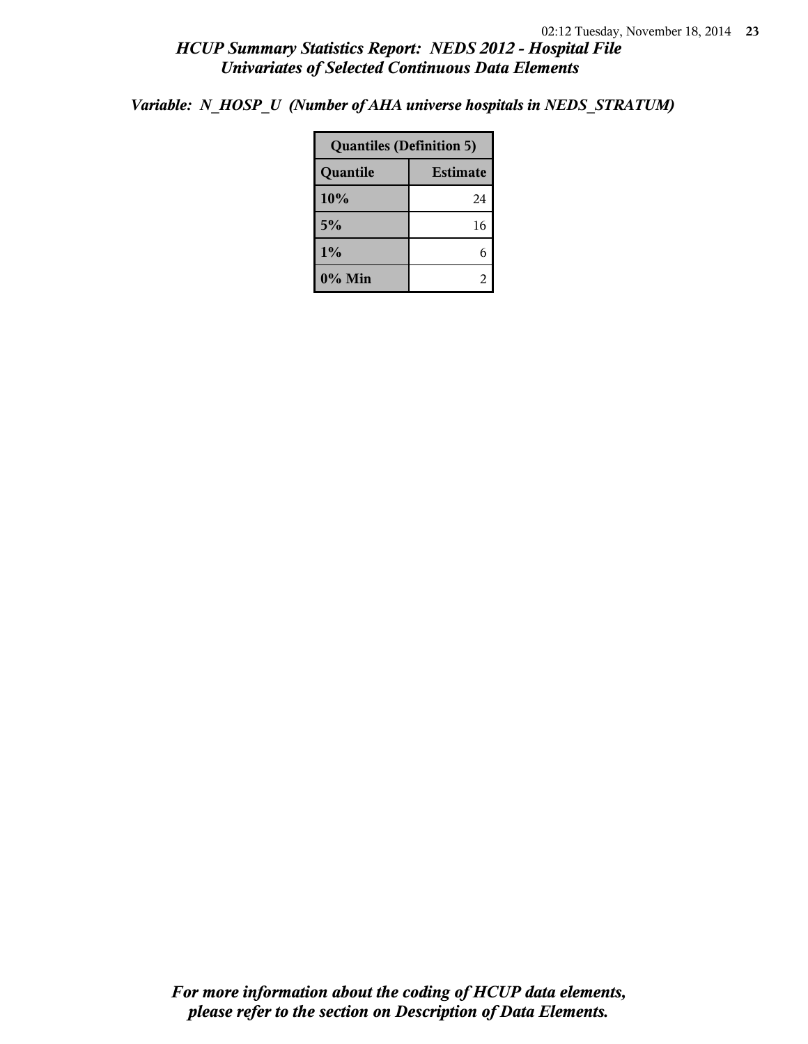*Variable: N_HOSP_U (Number of AHA universe hospitals in NEDS_STRATUM)*

| Quantiles (Definition 5) | |
|---|---|
| **Quantile** | **Estimate** |
| **10%** | 24 |
| **5%** | 16 |
| **1%** | 6 |
| **0% Min** | 2 |

***For more information about the coding of HCUP data elements, please refer to the section on Description of Data Elements.***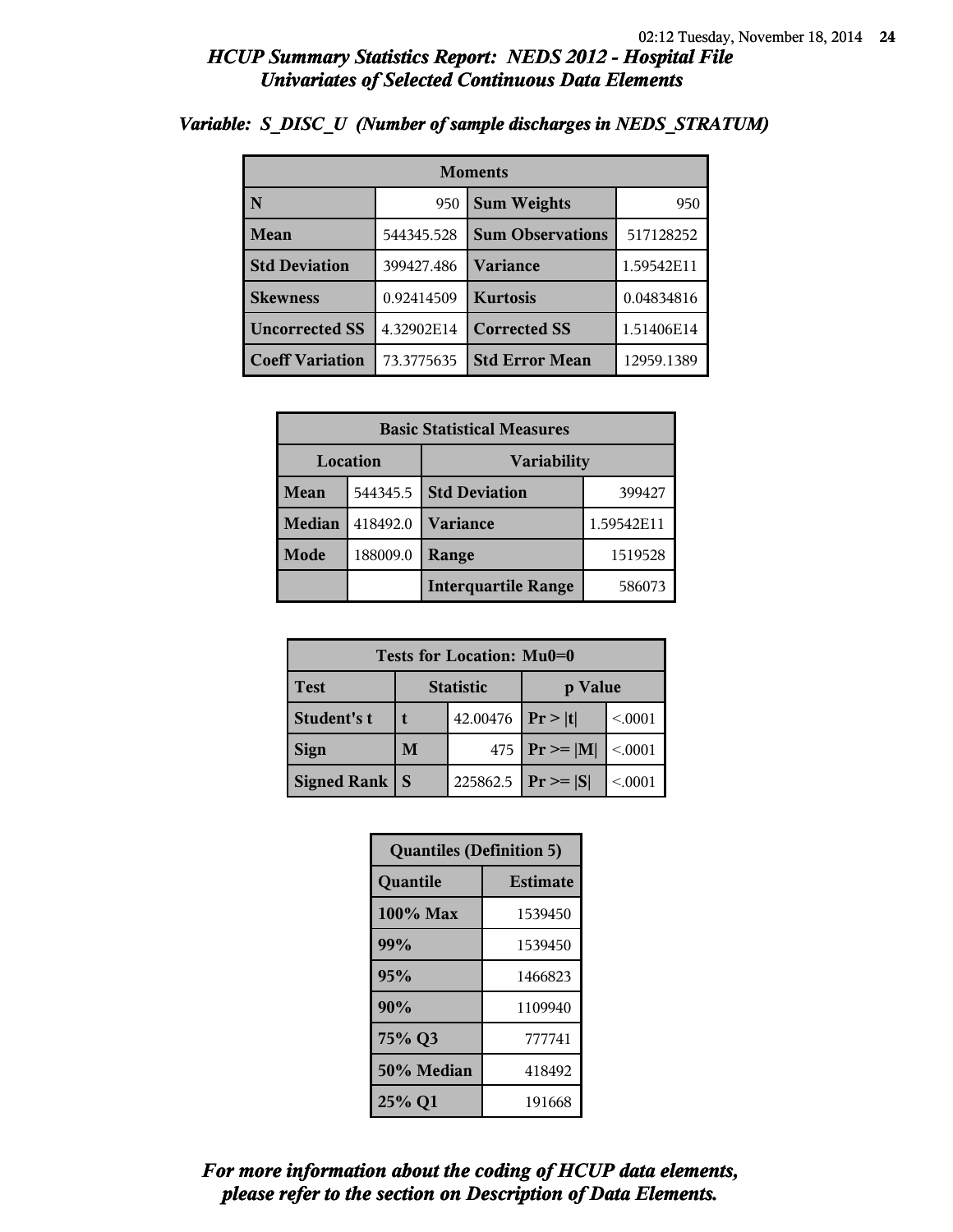## HCUP Summary Statistics Report: NEDS 2012 - Hospital File
### Univariates of Selected Continuous Data Elements

***Variable: S_DISC_U (Number of sample discharges in NEDS_STRATUM)***

| Moments | | | |
|---|---|---|---|
| **N** | 950 | **Sum Weights** | 950 |
| **Mean** | 544345.528 | **Sum Observations** | 517128252 |
| **Std Deviation** | 399427.486 | **Variance** | 1.59542E11 |
| **Skewness** | 0.92414509 | **Kurtosis** | 0.04834816 |
| **Uncorrected SS** | 4.32902E14 | **Corrected SS** | 1.51406E14 |
| **Coeff Variation** | 73.3775635 | **Std Error Mean** | 12959.1389 |

| Basic Statistical Measures | | | |
|---|---|---|---|
| **Location** | | **Variability** | |
| **Mean** | 544345.5 | **Std Deviation** | 399427 |
| **Median** | 418492.0 | **Variance** | 1.59542E11 |
| **Mode** | 188009.0 | **Range** | 1519528 |
| | | **Interquartile Range** | 586073 |

| Tests for Location: Mu0=0 | | | | |
|---|---|---|---|---|
| **Test** | **Statistic** | | **p Value** | |
| **Student's t** | **t** | 42.00476 | **Pr > \|t\|** | <.0001 |
| **Sign** | **M** | 475 | **Pr >= \|M\|** | <.0001 |
| **Signed Rank** | **S** | 225862.5 | **Pr >= \|S\|** | <.0001 |

| Quantiles (Definition 5) | |
|---|---|
| **Quantile** | **Estimate** |
| **100% Max** | 1539450 |
| **99%** | 1539450 |
| **95%** | 1466823 |
| **90%** | 1109940 |
| **75% Q3** | 777741 |
| **50% Median** | 418492 |
| **25% Q1** | 191668 |

***For more information about the coding of HCUP data elements, please refer to the section on Description of Data Elements.***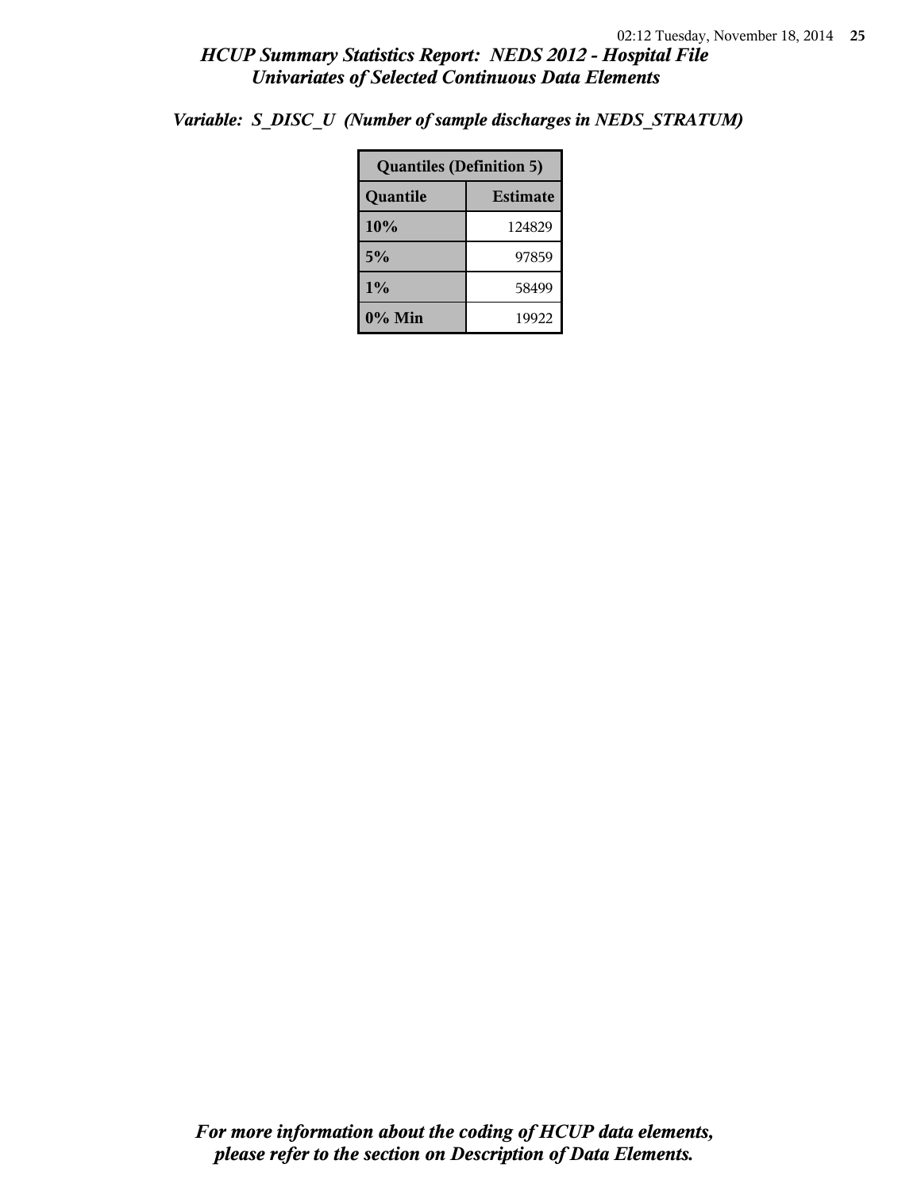*Variable: S_DISC_U (Number of sample discharges in NEDS_STRATUM)*

| Quantiles (Definition 5) | |
|---|---|
| **Quantile** | **Estimate** |
| **10%** | 124829 |
| **5%** | 97859 |
| **1%** | 58499 |
| **0% Min** | 19922 |

*For more information about the coding of HCUP data elements, please refer to the section on Description of Data Elements.*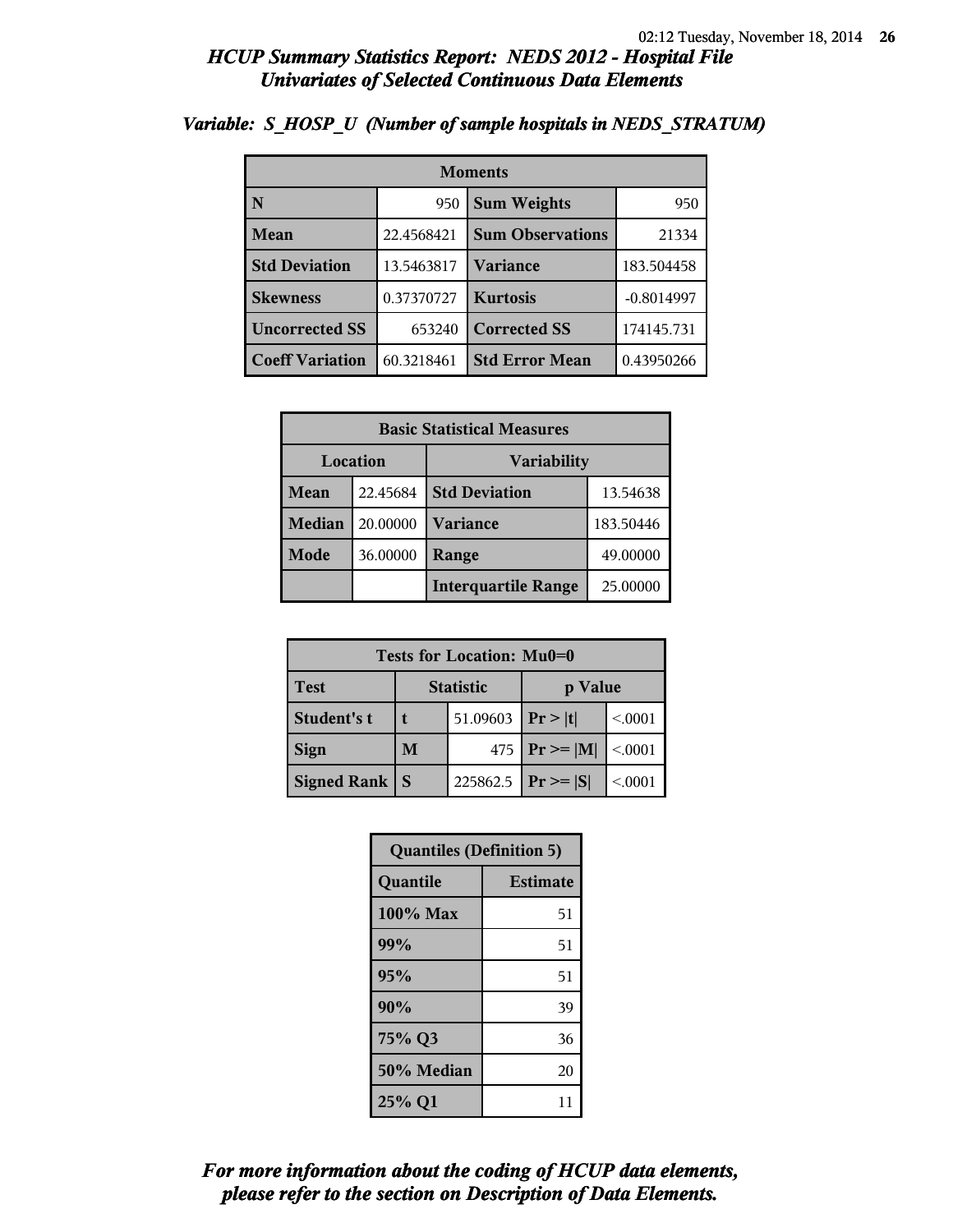## HCUP Summary Statistics Report: NEDS 2012 - Hospital File
## Univariates of Selected Continuous Data Elements

### Variable: S_HOSP_U (Number of sample hospitals in NEDS_STRATUM)

| Moments | | | |
|---|---|---|---|
| **N** | 950 | **Sum Weights** | 950 |
| **Mean** | 22.4568421 | **Sum Observations** | 21334 |
| **Std Deviation** | 13.5463817 | **Variance** | 183.504458 |
| **Skewness** | 0.37370727 | **Kurtosis** | -0.8014997 |
| **Uncorrected SS** | 653240 | **Corrected SS** | 174145.731 |
| **Coeff Variation** | 60.3218461 | **Std Error Mean** | 0.43950266 |

| Basic Statistical Measures | | | |
|---|---|---|---|
| **Location** | | **Variability** | |
| **Mean** | 22.45684 | **Std Deviation** | 13.54638 |
| **Median** | 20.00000 | **Variance** | 183.50446 |
| **Mode** | 36.00000 | **Range** | 49.00000 |
| | | **Interquartile Range** | 25.00000 |

| Tests for Location: Mu0=0 | | | | |
|---|---|---|---|---|
| **Test** | **Statistic** | | **p Value** | |
| **Student's t** | **t** | 51.09603 | **Pr > \|t\|** | <.0001 |
| **Sign** | **M** | 475 | **Pr >= \|M\|** | <.0001 |
| **Signed Rank** | **S** | 225862.5 | **Pr >= \|S\|** | <.0001 |

| Quantiles (Definition 5) | |
|---|---|
| **Quantile** | **Estimate** |
| **100% Max** | 51 |
| **99%** | 51 |
| **95%** | 51 |
| **90%** | 39 |
| **75% Q3** | 36 |
| **50% Median** | 20 |
| **25% Q1** | 11 |

*For more information about the coding of HCUP data elements, please refer to the section on Description of Data Elements.*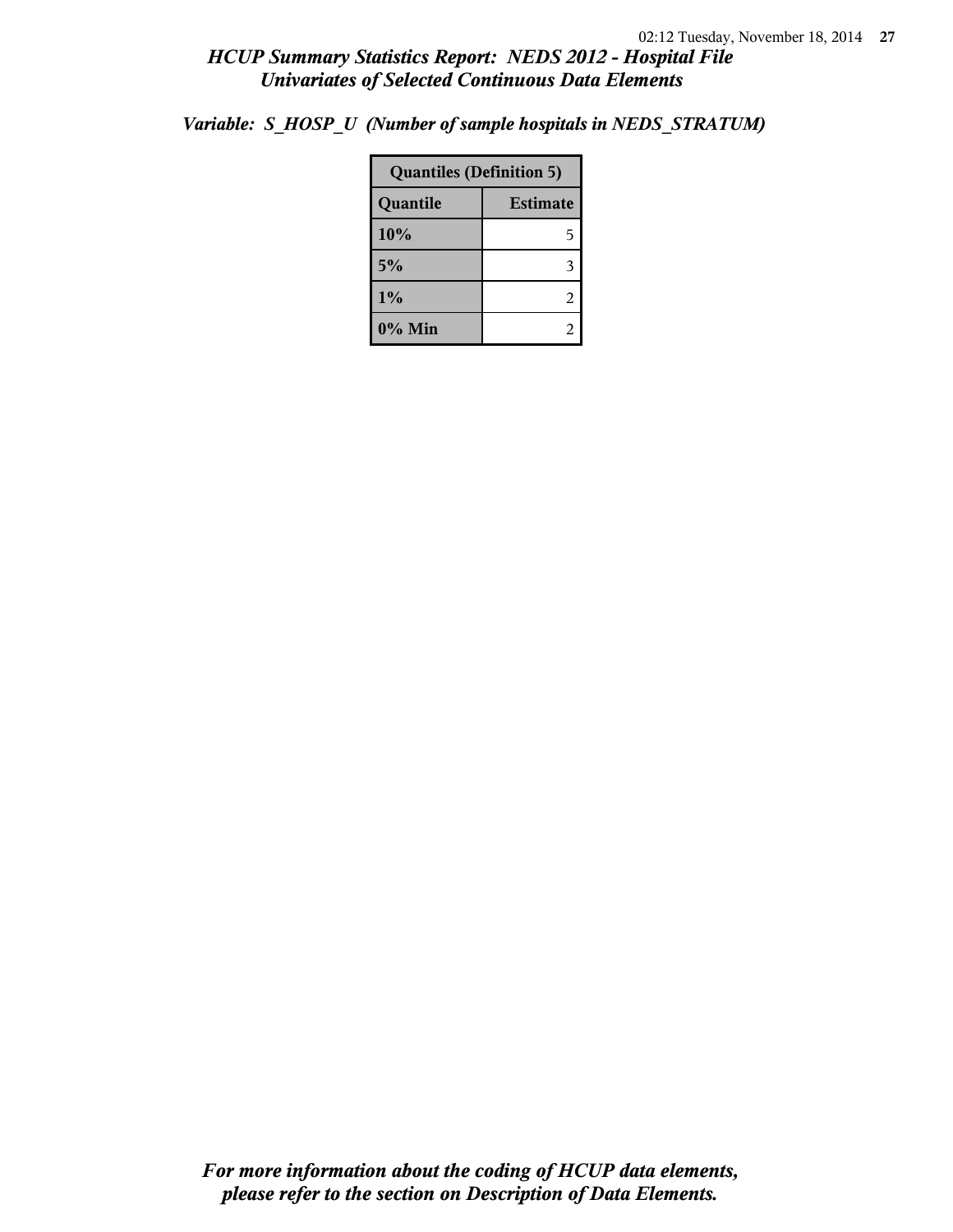*Variable: S_HOSP_U (Number of sample hospitals in NEDS_STRATUM)*

| Quantiles (Definition 5) | |
|---|---|
| **Quantile** | **Estimate** |
| 10% | 5 |
| 5% | 3 |
| 1% | 2 |
| 0% Min | 2 |

***For more information about the coding of HCUP data elements, please refer to the section on Description of Data Elements.***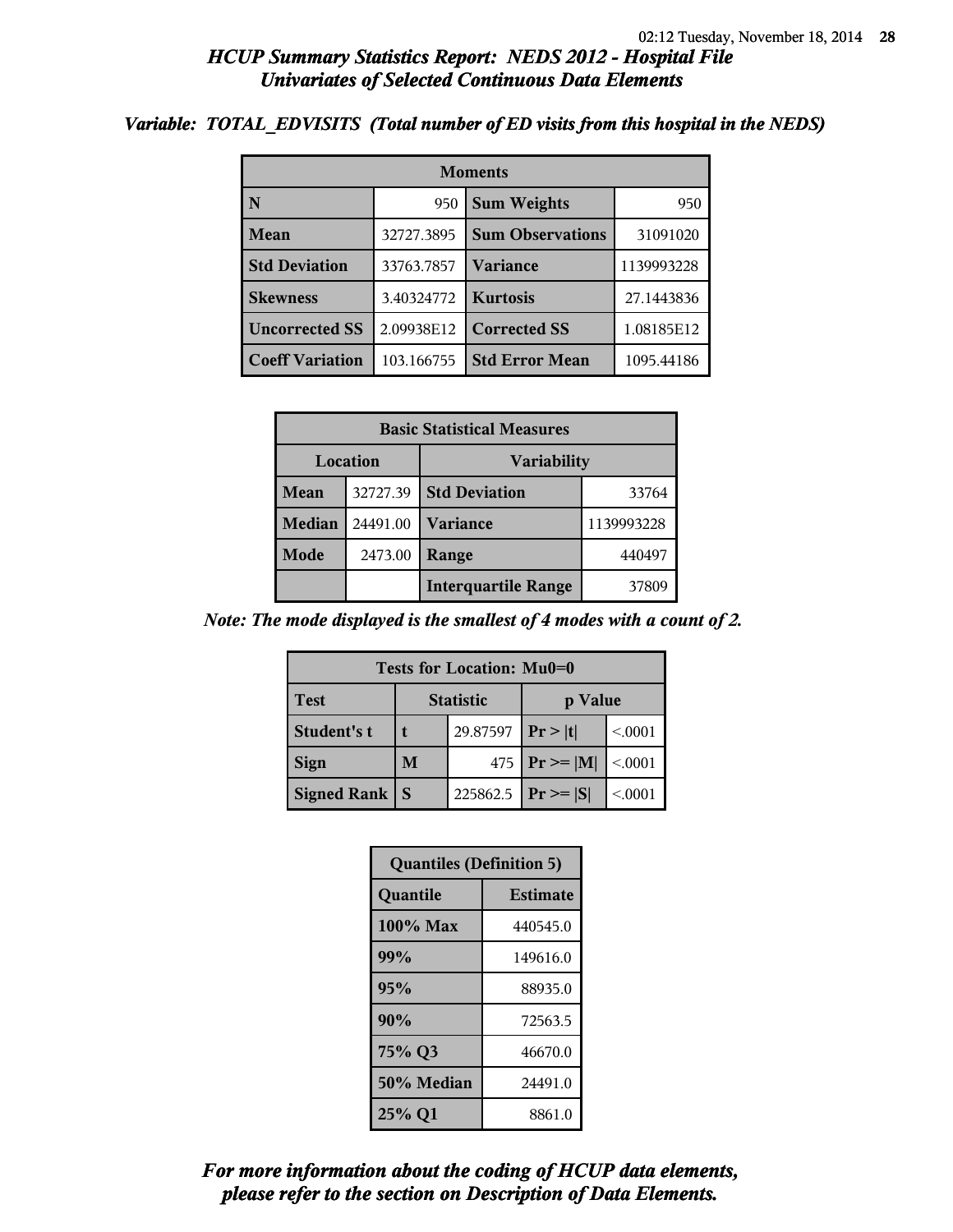## HCUP Summary Statistics Report: NEDS 2012 - Hospital File
## Univariates of Selected Continuous Data Elements

### Variable: TOTAL_EDVISITS (Total number of ED visits from this hospital in the NEDS)

| Moments | | | |
|---|---|---|---|
| N | 950 | Sum Weights | 950 |
| Mean | 32727.3895 | Sum Observations | 31091020 |
| Std Deviation | 33763.7857 | Variance | 1139993228 |
| Skewness | 3.40324772 | Kurtosis | 27.1443836 |
| Uncorrected SS | 2.09938E12 | Corrected SS | 1.08185E12 |
| Coeff Variation | 103.166755 | Std Error Mean | 1095.44186 |

| Basic Statistical Measures | | | |
|---|---|---|---|
| Location | | Variability | |
| Mean | 32727.39 | Std Deviation | 33764 |
| Median | 24491.00 | Variance | 1139993228 |
| Mode | 2473.00 | Range | 440497 |
| | | Interquartile Range | 37809 |

*Note: The mode displayed is the smallest of 4 modes with a count of 2.*

| Tests for Location: Mu0=0 | | | | |
|---|---|---|---|---|
| Test | Statistic | | p Value | |
| Student's t | t | 29.87597 | Pr > \|t\| | <.0001 |
| Sign | M | 475 | Pr >= \|M\| | <.0001 |
| Signed Rank | S | 225862.5 | Pr >= \|S\| | <.0001 |

| Quantiles (Definition 5) | |
|---|---|
| Quantile | Estimate |
| 100% Max | 440545.0 |
| 99% | 149616.0 |
| 95% | 88935.0 |
| 90% | 72563.5 |
| 75% Q3 | 46670.0 |
| 50% Median | 24491.0 |
| 25% Q1 | 8861.0 |

***For more information about the coding of HCUP data elements, please refer to the section on Description of Data Elements.***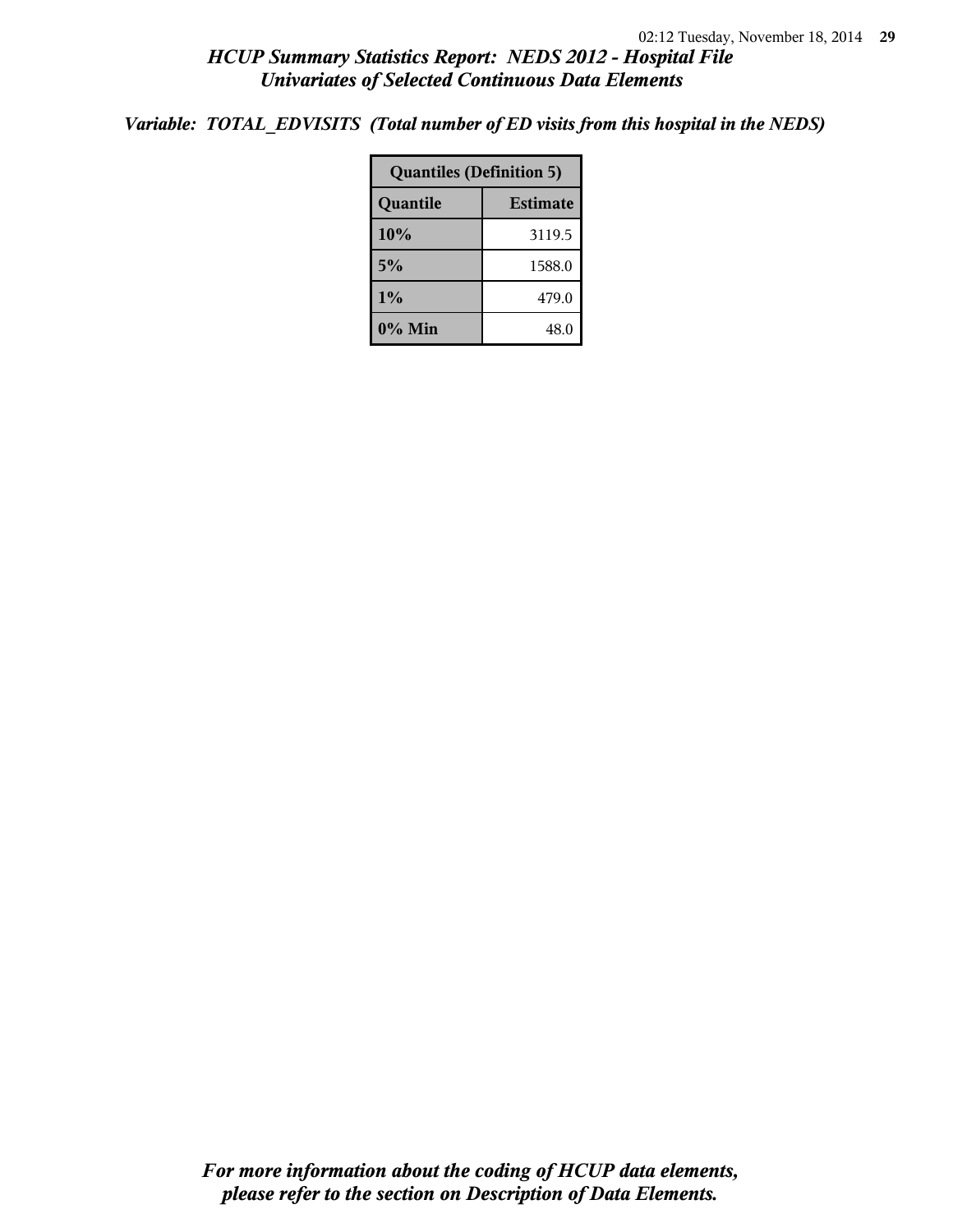*Variable: TOTAL_EDVISITS (Total number of ED visits from this hospital in the NEDS)*

| Quantiles (Definition 5) | |
|---|---|
| **Quantile** | **Estimate** |
| **10%** | 3119.5 |
| **5%** | 1588.0 |
| **1%** | 479.0 |
| **0% Min** | 48.0 |

***For more information about the coding of HCUP data elements, please refer to the section on Description of Data Elements.***